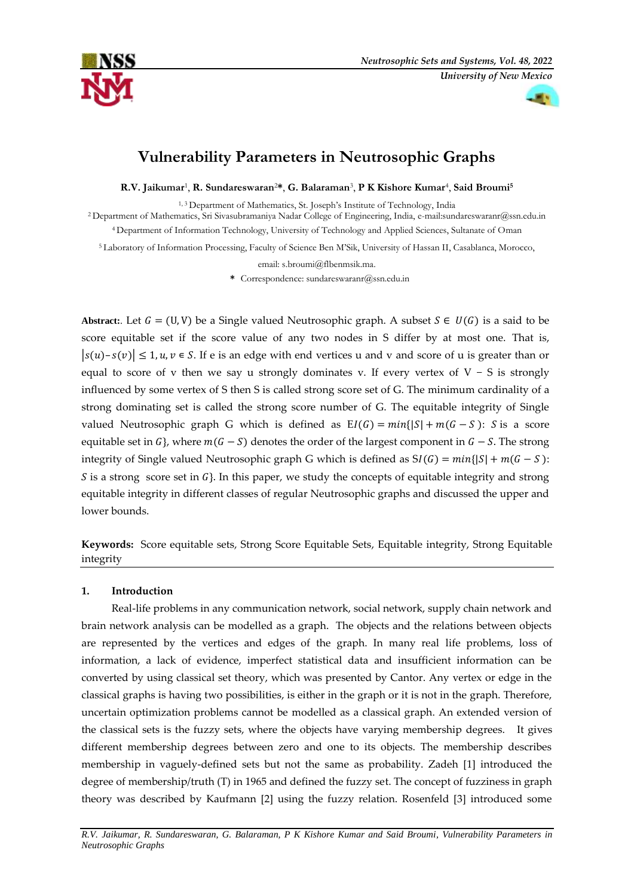# Vulnerability Parameters in Neutrosophic Graphs

**R.V. Jaikumar**[1], **R. Sundareswaran**[2]**\***, **G. Balaraman**[3], **P K Kishore Kumar**[4], **Said Broumi**[5]

[1, 3] Department of Mathematics, St. Joseph's Institute of Technology, India

[2] Department of Mathematics, Sri Sivasubramaniya Nadar College of Engineering, India, e-mail:sundareswaranr@ssn.edu.in

[4] Department of Information Technology, University of Technology and Applied Sciences, Sultanate of Oman

[5] Laboratory of Information Processing, Faculty of Science Ben M'Sik, University of Hassan II, Casablanca, Morocco, email: s.broumi@flbenmsik.ma.

\* Correspondence: sundareswaranr@ssn.edu.in

**Abstract:**. Let $G = (U, V)$ be a Single valued Neutrosophic graph. A subset $S \in U(G)$ is a said to be score equitable set if the score value of any two nodes in S differ by at most one. That is, $|s(u) - s(v)| \leq 1, u, v \in S$. If e is an edge with end vertices u and v and score of u is greater than or equal to score of v then we say u strongly dominates v. If every vertex of V − S is strongly influenced by some vertex of S then S is called strong score set of G. The minimum cardinality of a strong dominating set is called the strong score number of G. The equitable integrity of Single valued Neutrosophic graph G which is defined as $EI(G) = min\{|S| + m(G - S): S$ is a score equitable set in $G\}$, where $m(G - S)$ denotes the order of the largest component in $G - S$. The strong integrity of Single valued Neutrosophic graph G which is defined as $SI(G) = min\{|S| + m(G - S): S$ is a strong score set in $G\}$. In this paper, we study the concepts of equitable integrity and strong equitable integrity in different classes of regular Neutrosophic graphs and discussed the upper and lower bounds.

**Keywords:** Score equitable sets, Strong Score Equitable Sets, Equitable integrity, Strong Equitable integrity

## 1. Introduction

Real-life problems in any communication network, social network, supply chain network and brain network analysis can be modelled as a graph. The objects and the relations between objects are represented by the vertices and edges of the graph. In many real life problems, loss of information, a lack of evidence, imperfect statistical data and insufficient information can be converted by using classical set theory, which was presented by Cantor. Any vertex or edge in the classical graphs is having two possibilities, is either in the graph or it is not in the graph. Therefore, uncertain optimization problems cannot be modelled as a classical graph. An extended version of the classical sets is the fuzzy sets, where the objects have varying membership degrees. It gives different membership degrees between zero and one to its objects. The membership describes membership in vaguely-defined sets but not the same as probability. Zadeh [1] introduced the degree of membership/truth (T) in 1965 and defined the fuzzy set. The concept of fuzziness in graph theory was described by Kaufmann [2] using the fuzzy relation. Rosenfeld [3] introduced some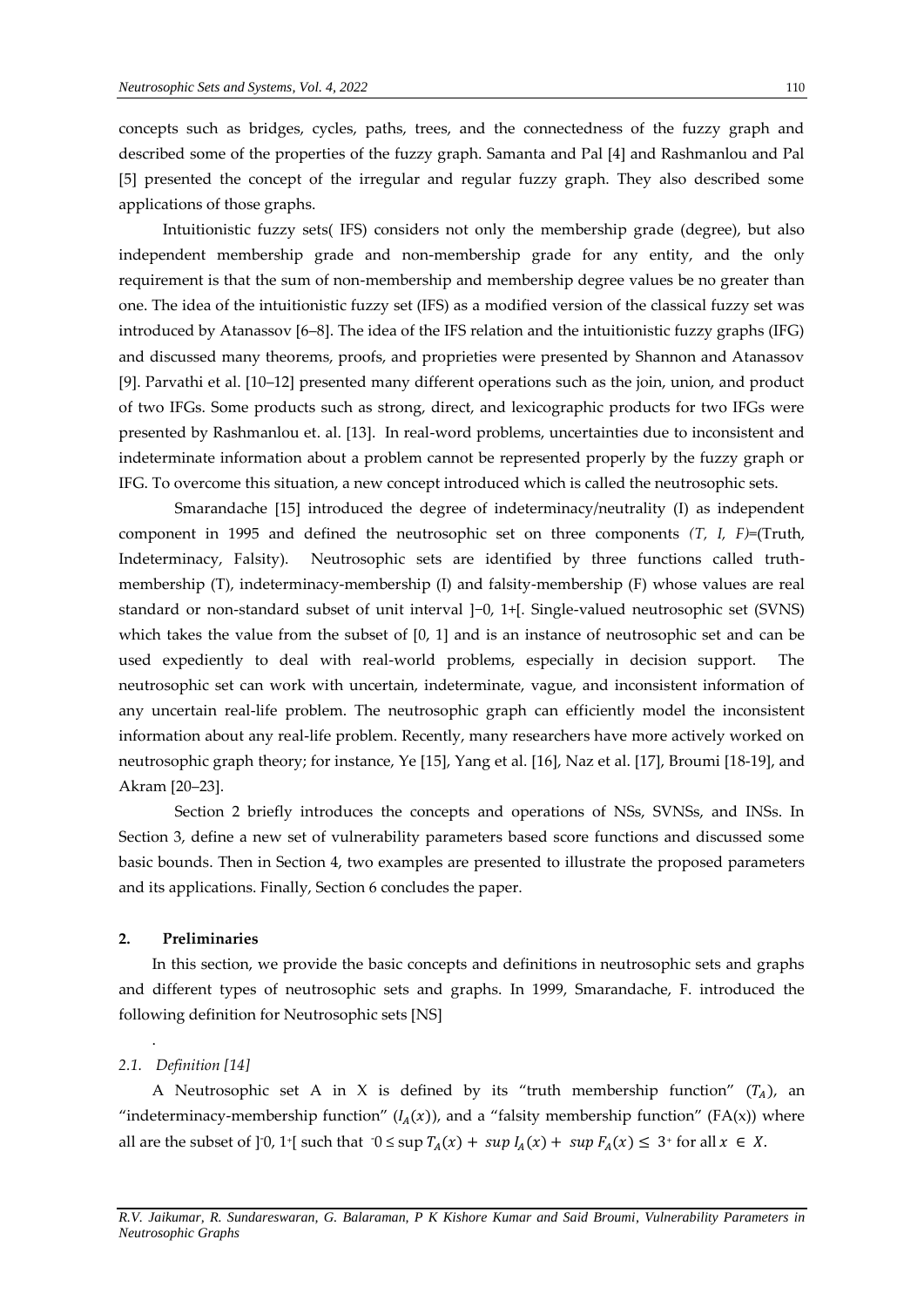concepts such as bridges, cycles, paths, trees, and the connectedness of the fuzzy graph and described some of the properties of the fuzzy graph. Samanta and Pal [4] and Rashmanlou and Pal [5] presented the concept of the irregular and regular fuzzy graph. They also described some applications of those graphs.

Intuitionistic fuzzy sets( IFS) considers not only the membership grade (degree), but also independent membership grade and non-membership grade for any entity, and the only requirement is that the sum of non-membership and membership degree values be no greater than one. The idea of the intuitionistic fuzzy set (IFS) as a modified version of the classical fuzzy set was introduced by Atanassov [6–8]. The idea of the IFS relation and the intuitionistic fuzzy graphs (IFG) and discussed many theorems, proofs, and proprieties were presented by Shannon and Atanassov [9]. Parvathi et al. [10–12] presented many different operations such as the join, union, and product of two IFGs. Some products such as strong, direct, and lexicographic products for two IFGs were presented by Rashmanlou et. al. [13]. In real-word problems, uncertainties due to inconsistent and indeterminate information about a problem cannot be represented properly by the fuzzy graph or IFG. To overcome this situation, a new concept introduced which is called the neutrosophic sets.

Smarandache [15] introduced the degree of indeterminacy/neutrality (I) as independent component in 1995 and defined the neutrosophic set on three components *(T, I, F)*=(Truth, Indeterminacy, Falsity). Neutrosophic sets are identified by three functions called truth-membership (T), indeterminacy-membership (I) and falsity-membership (F) whose values are real standard or non-standard subset of unit interval ]−0, 1+[. Single-valued neutrosophic set (SVNS) which takes the value from the subset of [0, 1] and is an instance of neutrosophic set and can be used expediently to deal with real-world problems, especially in decision support. The neutrosophic set can work with uncertain, indeterminate, vague, and inconsistent information of any uncertain real-life problem. The neutrosophic graph can efficiently model the inconsistent information about any real-life problem. Recently, many researchers have more actively worked on neutrosophic graph theory; for instance, Ye [15], Yang et al. [16], Naz et al. [17], Broumi [18-19], and Akram [20–23].

Section 2 briefly introduces the concepts and operations of NSs, SVNSs, and INSs. In Section 3, define a new set of vulnerability parameters based score functions and discussed some basic bounds. Then in Section 4, two examples are presented to illustrate the proposed parameters and its applications. Finally, Section 6 concludes the paper.

## 2. Preliminaries

In this section, we provide the basic concepts and definitions in neutrosophic sets and graphs and different types of neutrosophic sets and graphs. In 1999, Smarandache, F. introduced the following definition for Neutrosophic sets [NS]

.

*2.1. Definition [14]*

A Neutrosophic set A in X is defined by its "truth membership function" ($T_A$), an "indeterminacy-membership function" ($I_A(x)$), and a "falsity membership function" (FA(x)) where all are the subset of $]^{-}0, 1^{+}[$ such that $^{-}0 \leq \sup T_A(x) + \sup I_A(x) + \sup F_A(x) \leq 3^{+}$ for all $x \in X$.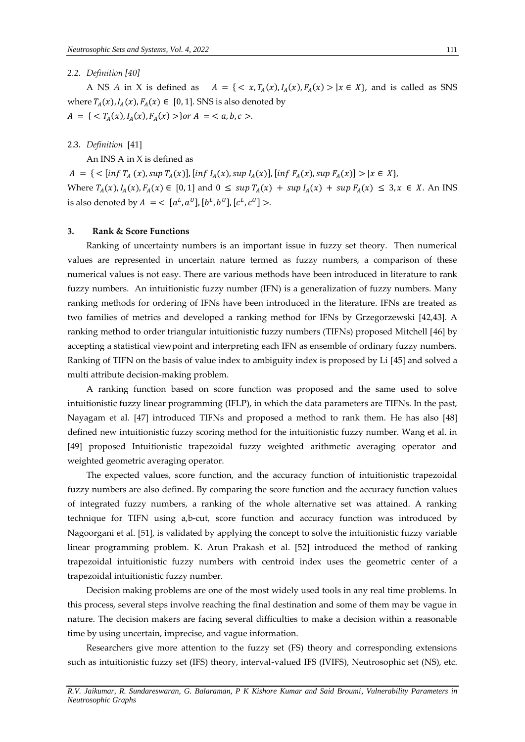*2.2. Definition [40]*

A NS $A$ in X is defined as $A = \{< x, T_A(x), I_A(x), F_A(x) > | x \in X\}$, and is called as SNS where $T_A(x), I_A(x), F_A(x) \in [0, 1]$. SNS is also denoted by
$A = \{< T_A(x), I_A(x), F_A(x) >\} or\ A = < a, b, c >$.

2.3. *Definition* [41]

An INS A in X is defined as

$A = \{< [inf\ T_A(x), sup\ T_A(x)], [inf\ I_A(x), sup\ I_A(x)], [inf\ F_A(x), sup\ F_A(x)] > | x \in X\}$,
Where $T_A(x), I_A(x), F_A(x) \in [0, 1]$ and $0 \leq sup\ T_A(x) + sup\ I_A(x) + sup\ F_A(x) \leq 3, x \in X$. An INS is also denoted by $A = < [a^L, a^U], [b^L, b^U], [c^L, c^U] >$.

## 3. Rank & Score Functions

Ranking of uncertainty numbers is an important issue in fuzzy set theory. Then numerical values are represented in uncertain nature termed as fuzzy numbers, a comparison of these numerical values is not easy. There are various methods have been introduced in literature to rank fuzzy numbers. An intuitionistic fuzzy number (IFN) is a generalization of fuzzy numbers. Many ranking methods for ordering of IFNs have been introduced in the literature. IFNs are treated as two families of metrics and developed a ranking method for IFNs by Grzegorzewski [42,43]. A ranking method to order triangular intuitionistic fuzzy numbers (TIFNs) proposed Mitchell [46] by accepting a statistical viewpoint and interpreting each IFN as ensemble of ordinary fuzzy numbers. Ranking of TIFN on the basis of value index to ambiguity index is proposed by Li [45] and solved a multi attribute decision-making problem.

A ranking function based on score function was proposed and the same used to solve intuitionistic fuzzy linear programming (IFLP), in which the data parameters are TIFNs. In the past, Nayagam et al. [47] introduced TIFNs and proposed a method to rank them. He has also [48] defined new intuitionistic fuzzy scoring method for the intuitionistic fuzzy number. Wang et al. in [49] proposed Intuitionistic trapezoidal fuzzy weighted arithmetic averaging operator and weighted geometric averaging operator.

The expected values, score function, and the accuracy function of intuitionistic trapezoidal fuzzy numbers are also defined. By comparing the score function and the accuracy function values of integrated fuzzy numbers, a ranking of the whole alternative set was attained. A ranking technique for TIFN using a,b-cut, score function and accuracy function was introduced by Nagoorgani et al. [51], is validated by applying the concept to solve the intuitionistic fuzzy variable linear programming problem. K. Arun Prakash et al. [52] introduced the method of ranking trapezoidal intuitionistic fuzzy numbers with centroid index uses the geometric center of a trapezoidal intuitionistic fuzzy number.

Decision making problems are one of the most widely used tools in any real time problems. In this process, several steps involve reaching the final destination and some of them may be vague in nature. The decision makers are facing several difficulties to make a decision within a reasonable time by using uncertain, imprecise, and vague information.

Researchers give more attention to the fuzzy set (FS) theory and corresponding extensions such as intuitionistic fuzzy set (IFS) theory, interval-valued IFS (IVIFS), Neutrosophic set (NS), etc.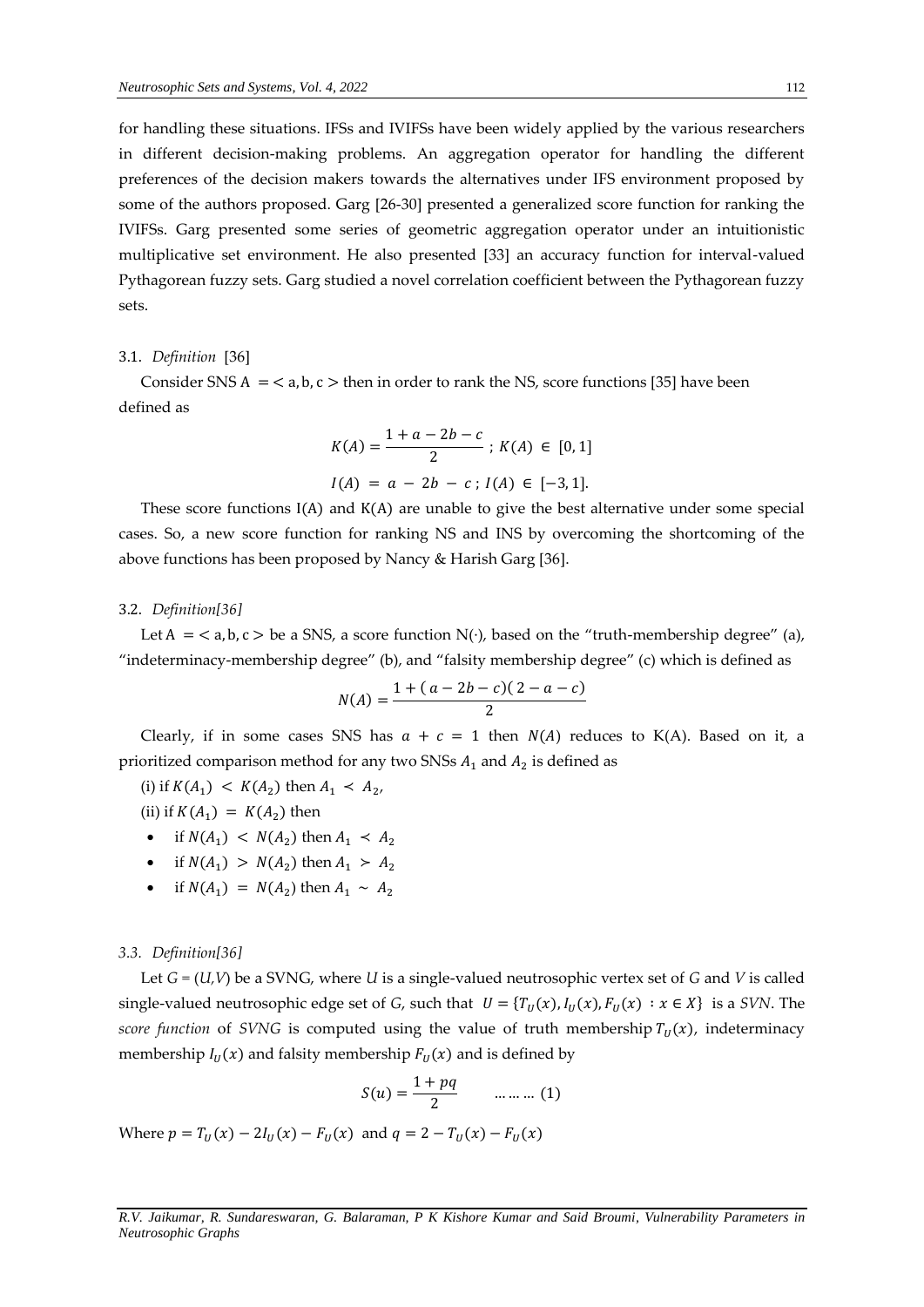for handling these situations. IFSs and IVIFSs have been widely applied by the various researchers in different decision-making problems. An aggregation operator for handling the different preferences of the decision makers towards the alternatives under IFS environment proposed by some of the authors proposed. Garg [26-30] presented a generalized score function for ranking the IVIFSs. Garg presented some series of geometric aggregation operator under an intuitionistic multiplicative set environment. He also presented [33] an accuracy function for interval-valued Pythagorean fuzzy sets. Garg studied a novel correlation coefficient between the Pythagorean fuzzy sets.

### 3.1. *Definition* [36]

Consider SNS $A = < a, b, c >$ then in order to rank the NS, score functions [35] have been defined as

$$K(A) = \frac{1 + a - 2b - c}{2} \; ; \; K(A) \in [0, 1]$$

$$I(A) = a - 2b - c \; ; \; I(A) \in [-3, 1].$$

These score functions I(A) and K(A) are unable to give the best alternative under some special cases. So, a new score function for ranking NS and INS by overcoming the shortcoming of the above functions has been proposed by Nancy & Harish Garg [36].

### 3.2. *Definition[36]*

Let $A = < a, b, c >$ be a SNS, a score function N(·), based on the "truth-membership degree" (a), "indeterminacy-membership degree" (b), and "falsity membership degree" (c) which is defined as

$$N(A) = \frac{1 + (a - 2b - c)(2 - a - c)}{2}$$

Clearly, if in some cases SNS has $a + c = 1$ then $N(A)$ reduces to K(A). Based on it, a prioritized comparison method for any two SNSs $A_1$ and $A_2$ is defined as

(i) if $K(A_1) < K(A_2)$ then $A_1 \prec A_2$,

(ii) if $K(A_1) = K(A_2)$ then

- if $N(A_1) < N(A_2)$ then $A_1 \prec A_2$
- if $N(A_1) > N(A_2)$ then $A_1 \succ A_2$
- if $N(A_1) = N(A_2)$ then $A_1 \sim A_2$

### *3.3. Definition[36]*

Let *G* = (*U,V*) be a SVNG, where *U* is a single-valued neutrosophic vertex set of *G* and *V* is called single-valued neutrosophic edge set of *G*, such that $U = \{T_U(x), I_U(x), F_U(x) : x \in X\}$ is a *SVN*. The *score function* of *SVNG* is computed using the value of truth membership $T_U(x)$, indeterminacy membership $I_U(x)$ and falsity membership $F_U(x)$ and is defined by

$$S(u) = \frac{1 + pq}{2} \qquad \ldots\ldots\ldots (1)$$

Where $p = T_U(x) - 2I_U(x) - F_U(x)$ and $q = 2 - T_U(x) - F_U(x)$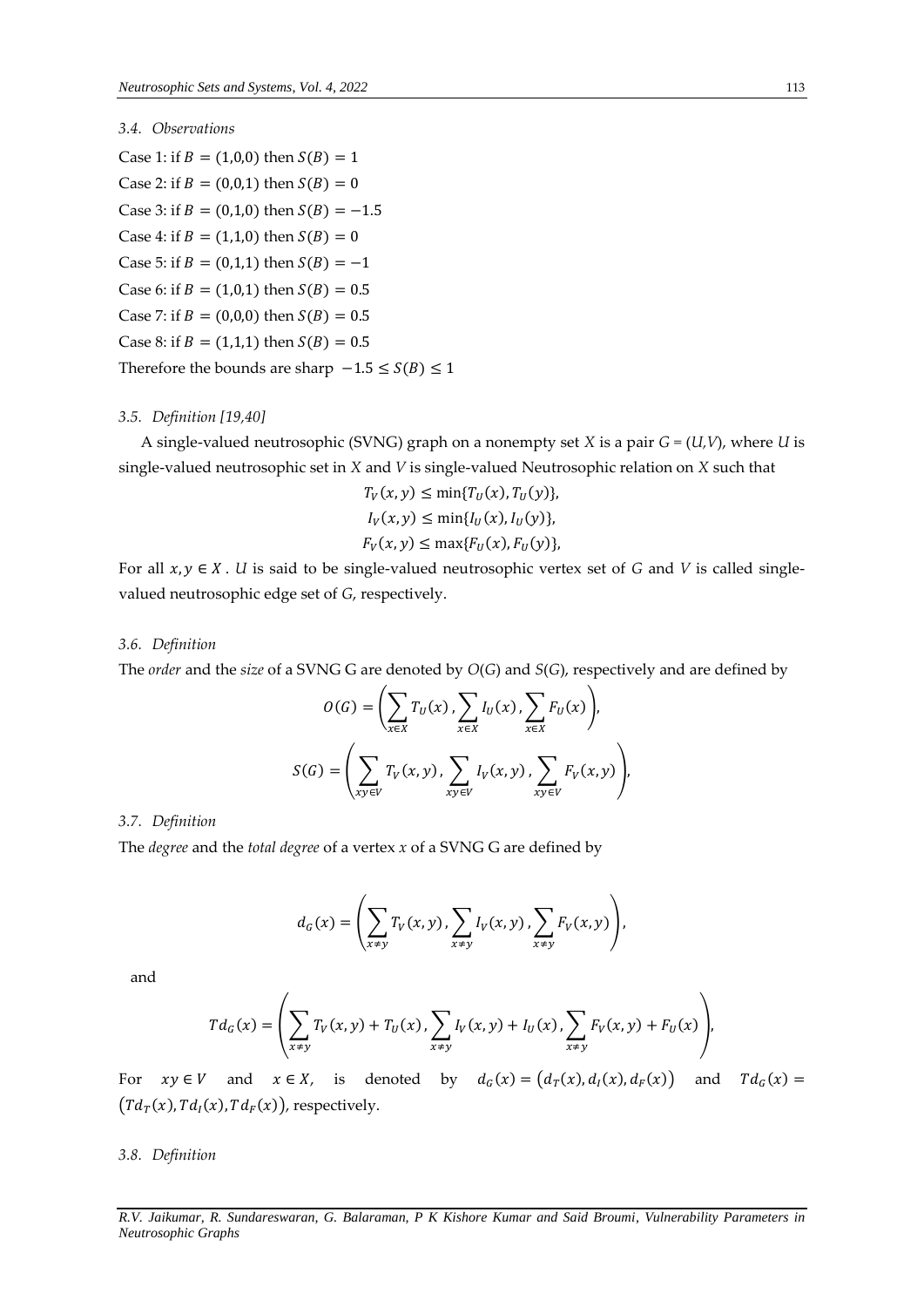### 3.4. Observations

Case 1: if $B = (1,0,0)$ then $S(B) = 1$

Case 2: if $B = (0,0,1)$ then $S(B) = 0$

Case 3: if $B = (0,1,0)$ then $S(B) = -1.5$

Case 4: if $B = (1,1,0)$ then $S(B) = 0$

Case 5: if $B = (0,1,1)$ then $S(B) = -1$

Case 6: if $B = (1,0,1)$ then $S(B) = 0.5$

Case 7: if $B = (0,0,0)$ then $S(B) = 0.5$

Case 8: if $B = (1,1,1)$ then $S(B) = 0.5$

Therefore the bounds are sharp $-1.5 \leq S(B) \leq 1$

### 3.5. Definition [19,40]

A single-valued neutrosophic (SVNG) graph on a nonempty set *X* is a pair *G* = (*U*,*V*), where *U* is single-valued neutrosophic set in *X* and *V* is single-valued Neutrosophic relation on *X* such that

$$T_V(x,y) \leq \min\{T_U(x), T_U(y)\},$$
$$I_V(x,y) \leq \min\{I_U(x), I_U(y)\},$$
$$F_V(x,y) \leq \max\{F_U(x), F_U(y)\},$$

For all $x, y \in X$ . *U* is said to be single-valued neutrosophic vertex set of *G* and *V* is called single-valued neutrosophic edge set of *G*, respectively.

### 3.6. Definition

The *order* and the *size* of a SVNG G are denoted by *O*(*G*) and *S*(*G*), respectively and are defined by

$$O(G) = \left(\sum_{x \in X} T_U(x), \sum_{x \in X} I_U(x), \sum_{x \in X} F_U(x)\right),$$

$$S(G) = \left(\sum_{xy \in V} T_V(x,y), \sum_{xy \in V} I_V(x,y), \sum_{xy \in V} F_V(x,y)\right),$$

### 3.7. Definition

The *degree* and the *total degree* of a vertex *x* of a SVNG G are defined by

$$d_G(x) = \left(\sum_{x \neq y} T_V(x,y), \sum_{x \neq y} I_V(x,y), \sum_{x \neq y} F_V(x,y)\right),$$

and

$$Td_G(x) = \left(\sum_{x \neq y} T_V(x,y) + T_U(x), \sum_{x \neq y} I_V(x,y) + I_U(x), \sum_{x \neq y} F_V(x,y) + F_U(x)\right),$$

For $xy \in V$ and $x \in X$, is denoted by $d_G(x) = (d_T(x), d_I(x), d_F(x))$ and $Td_G(x) = (Td_T(x), Td_I(x), Td_F(x))$, respectively.

### 3.8. Definition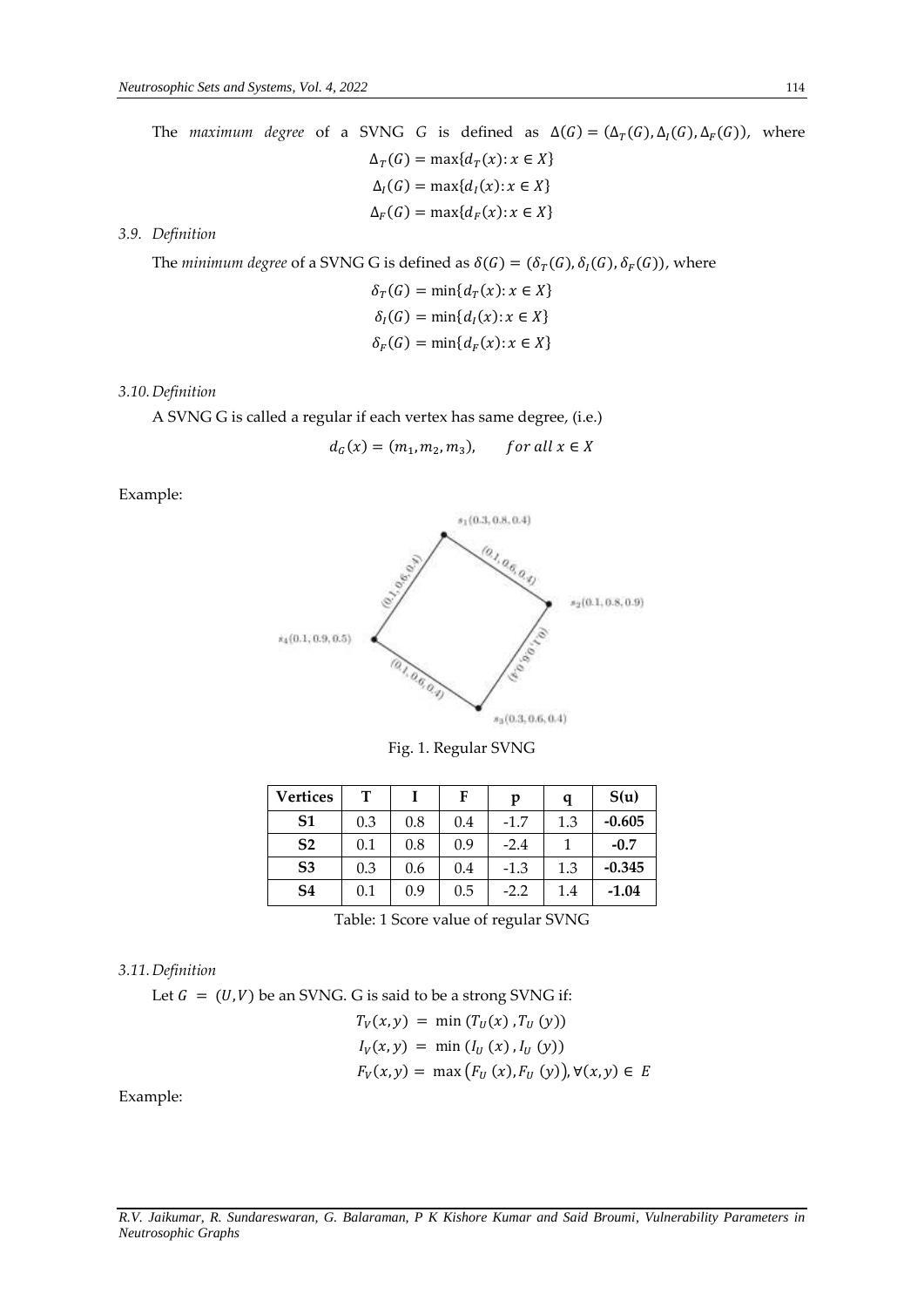The *maximum degree* of a SVNG $G$ is defined as $\Delta(G) = (\Delta_T(G), \Delta_I(G), \Delta_F(G))$, where

$$\Delta_T(G) = \max\{d_T(x): x \in X\}$$
$$\Delta_I(G) = \max\{d_I(x): x \in X\}$$
$$\Delta_F(G) = \max\{d_F(x): x \in X\}$$

*3.9. Definition*

The *minimum degree* of a SVNG G is defined as $\delta(G) = (\delta_T(G), \delta_I(G), \delta_F(G))$, where

$$\delta_T(G) = \min\{d_T(x): x \in X\}$$
$$\delta_I(G) = \min\{d_I(x): x \in X\}$$
$$\delta_F(G) = \min\{d_F(x): x \in X\}$$

*3.10. Definition*

A SVNG G is called a regular if each vertex has same degree, (i.e.)

$$d_G(x) = (m_1, m_2, m_3), \qquad for\ all\ x \in X$$

Example:

Fig. 1. Regular SVNG

| Vertices | T | I | F | p | q | S(u) |
|---|---|---|---|---|---|---|
| **S1** | 0.3 | 0.8 | 0.4 | -1.7 | 1.3 | **-0.605** |
| **S2** | 0.1 | 0.8 | 0.9 | -2.4 | 1 | **-0.7** |
| **S3** | 0.3 | 0.6 | 0.4 | -1.3 | 1.3 | **-0.345** |
| **S4** | 0.1 | 0.9 | 0.5 | -2.2 | 1.4 | **-1.04** |

Table: 1 Score value of regular SVNG

*3.11. Definition*

Let $G = (U, V)$ be an SVNG. G is said to be a strong SVNG if:

$$T_V(x, y) = \min(T_U(x), T_U(y))$$
$$I_V(x, y) = \min(I_U(x), I_U(y))$$
$$F_V(x, y) = \max(F_U(x), F_U(y)), \forall (x, y) \in E$$

Example: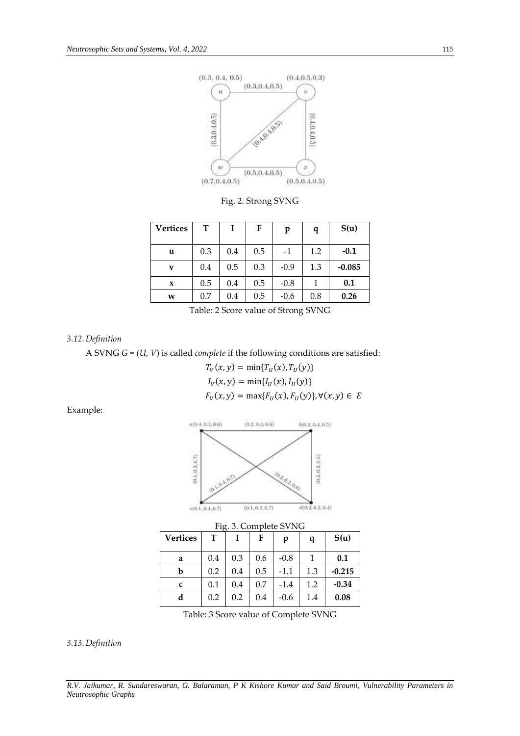Fig. 2. Strong SVNG

| Vertices | T | I | F | p | q | S(u) |
|---|---|---|---|---|---|---|
| **u** | 0.3 | 0.4 | 0.5 | -1 | 1.2 | **-0.1** |
| **v** | 0.4 | 0.5 | 0.3 | -0.9 | 1.3 | **-0.085** |
| **x** | 0.5 | 0.4 | 0.5 | -0.8 | 1 | **0.1** |
| **w** | 0.7 | 0.4 | 0.5 | -0.6 | 0.8 | **0.26** |

Table: 2 Score value of Strong SVNG

*3.12. Definition*

A SVNG $G = (U, V)$ is called *complete* if the following conditions are satisfied:

$$T_V(x, y) = \min\{T_U(x), T_U(y)\}$$
$$I_V(x, y) = \min\{I_U(x), I_U(y)\}$$
$$F_V(x, y) = \max\{F_U(x), F_U(y)\}, \forall(x, y) \in E$$

Example:

Fig. 3. Complete SVNG

| Vertices | T | I | F | p | q | S(u) |
|---|---|---|---|---|---|---|
| **a** | 0.4 | 0.3 | 0.6 | -0.8 | 1 | **0.1** |
| **b** | 0.2 | 0.4 | 0.5 | -1.1 | 1.3 | **-0.215** |
| **c** | 0.1 | 0.4 | 0.7 | -1.4 | 1.2 | **-0.34** |
| **d** | 0.2 | 0.2 | 0.4 | -0.6 | 1.4 | **0.08** |

Table: 3 Score value of Complete SVNG

*3.13. Definition*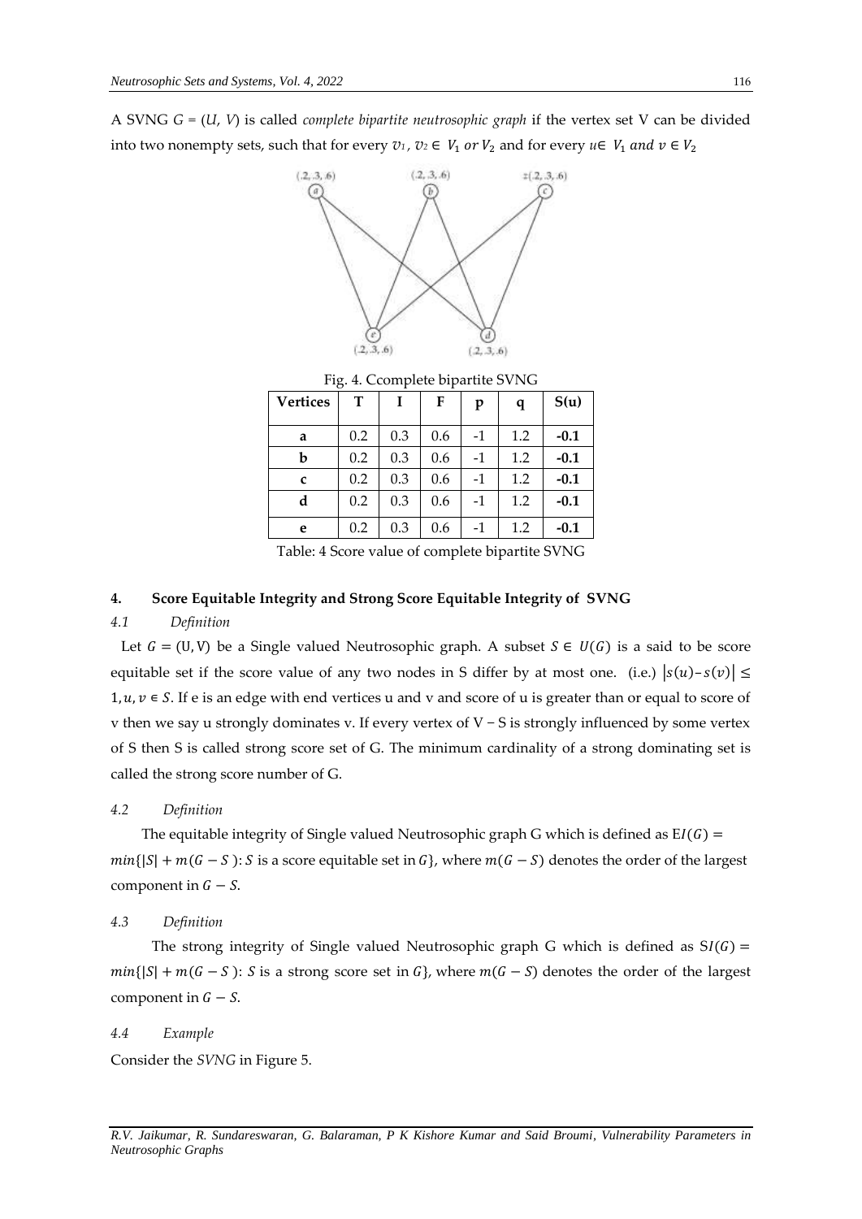A SVNG $G = (U, V)$ is called *complete bipartite neutrosophic graph* if the vertex set V can be divided into two nonempty sets, such that for every $v_1, v_2 \in V_1$ *or* $V_2$ and for every $u \in V_1$ *and* $v \in V_2$

Fig. 4. Ccomplete bipartite SVNG

| Vertices | T | I | F | p | q | S(u) |
|---|---|---|---|---|---|---|
| **a** | 0.2 | 0.3 | 0.6 | -1 | 1.2 | **-0.1** |
| **b** | 0.2 | 0.3 | 0.6 | -1 | 1.2 | **-0.1** |
| **c** | 0.2 | 0.3 | 0.6 | -1 | 1.2 | **-0.1** |
| **d** | 0.2 | 0.3 | 0.6 | -1 | 1.2 | **-0.1** |
| **e** | 0.2 | 0.3 | 0.6 | -1 | 1.2 | **-0.1** |

Table: 4 Score value of complete bipartite SVNG

## 4. Score Equitable Integrity and Strong Score Equitable Integrity of SVNG

### *4.1 Definition*

Let $G = (U, V)$ be a Single valued Neutrosophic graph. A subset $S \in U(G)$ is a said to be score equitable set if the score value of any two nodes in S differ by at most one. (i.e.) $|s(u) - s(v)| \leq 1, u, v \in S$. If e is an edge with end vertices u and v and score of u is greater than or equal to score of v then we say u strongly dominates v. If every vertex of $V - S$ is strongly influenced by some vertex of S then S is called strong score set of G. The minimum cardinality of a strong dominating set is called the strong score number of G.

### *4.2 Definition*

The equitable integrity of Single valued Neutrosophic graph G which is defined as $EI(G) = min\{|S| + m(G - S): S \text{ is a score equitable set in } G\}$, where $m(G - S)$ denotes the order of the largest component in $G - S$.

### *4.3 Definition*

The strong integrity of Single valued Neutrosophic graph G which is defined as $SI(G) = min\{|S| + m(G - S): S \text{ is a strong score set in } G\}$, where $m(G - S)$ denotes the order of the largest component in $G - S$.

### *4.4 Example*

Consider the *SVNG* in Figure 5.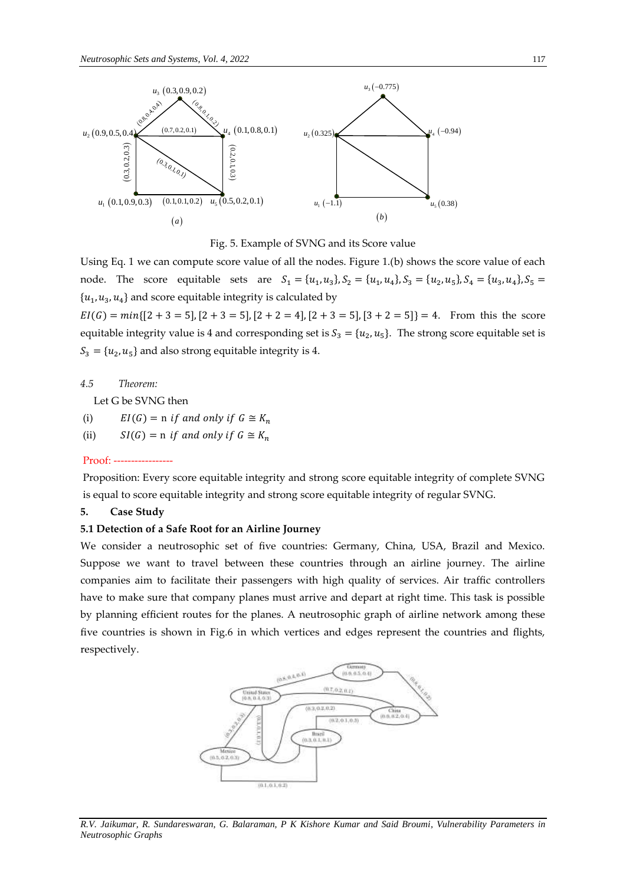Fig. 5. Example of SVNG and its Score value

Using Eq. 1 we can compute score value of all the nodes. Figure 1.(b) shows the score value of each node. The score equitable sets are $S_1 = \{u_1, u_3\}, S_2 = \{u_1, u_4\}, S_3 = \{u_2, u_5\}, S_4 = \{u_3, u_4\}, S_5 = \{u_1, u_3, u_4\}$ and score equitable integrity is calculated by

$EI(G) = min\{[2 + 3 = 5], [2 + 3 = 5], [2 + 2 = 4], [2 + 3 = 5], [3 + 2 = 5]\} = 4$. From this the score equitable integrity value is 4 and corresponding set is $S_3 = \{u_2, u_5\}$. The strong score equitable set is $S_3 = \{u_2, u_5\}$ and also strong equitable integrity is 4.

*4.5 Theorem:*

Let G be SVNG then

(i) $EI(G) = \text{n } if \text{ } and \text{ } only \text{ } if \text{ } G \cong K_n$

(ii) $SI(G) = \text{n } if \text{ } and \text{ } only \text{ } if \text{ } G \cong K_n$

Proof: -----------------

Proposition: Every score equitable integrity and strong score equitable integrity of complete SVNG is equal to score equitable integrity and strong score equitable integrity of regular SVNG.

## 5. Case Study

### 5.1 Detection of a Safe Root for an Airline Journey

We consider a neutrosophic set of five countries: Germany, China, USA, Brazil and Mexico. Suppose we want to travel between these countries through an airline journey. The airline companies aim to facilitate their passengers with high quality of services. Air traffic controllers have to make sure that company planes must arrive and depart at right time. This task is possible by planning efficient routes for the planes. A neutrosophic graph of airline network among these five countries is shown in Fig.6 in which vertices and edges represent the countries and flights, respectively.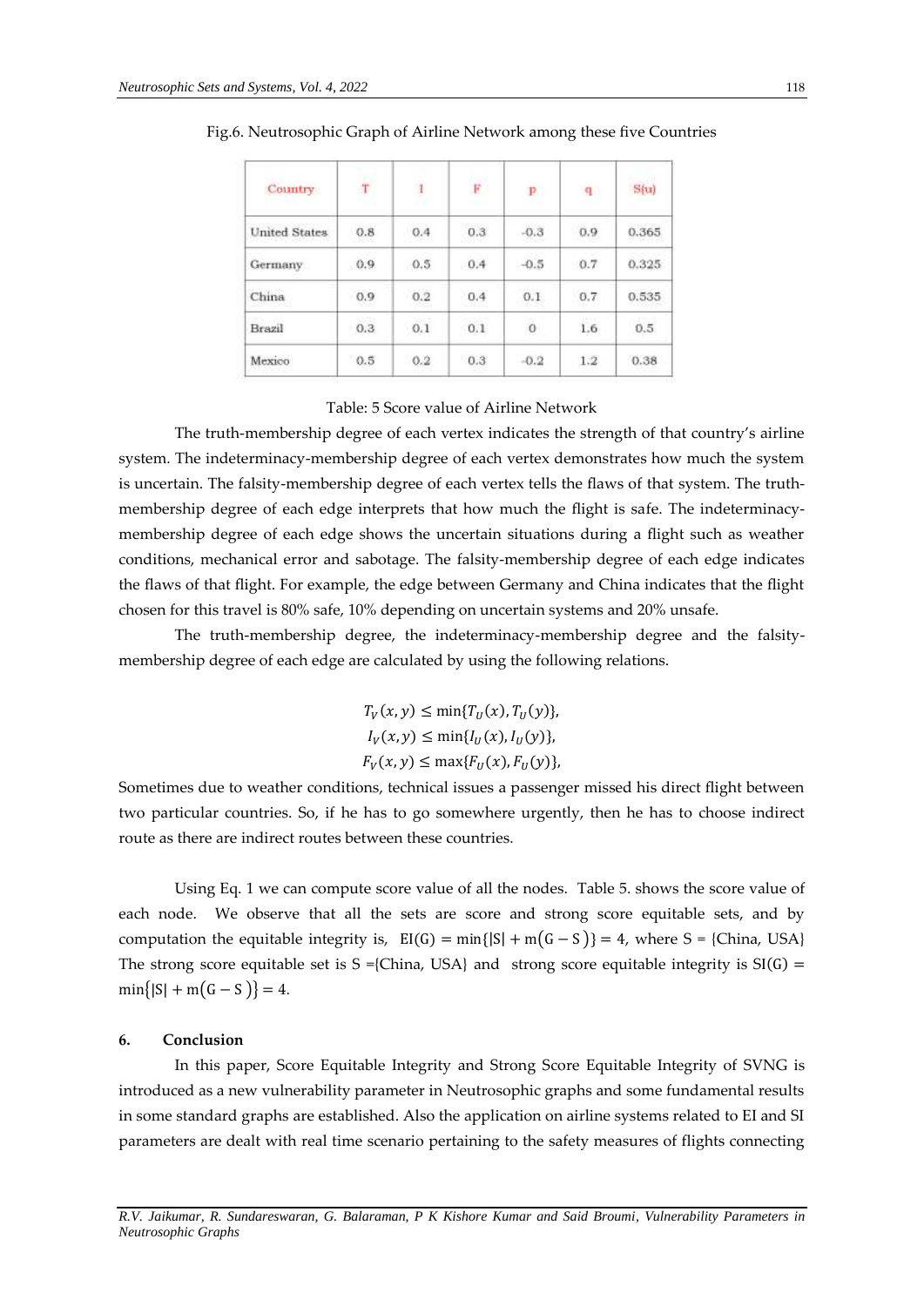Fig.6. Neutrosophic Graph of Airline Network among these five Countries

| Country | T | I | F | p | q | S(u) |
|---|---|---|---|---|---|---|
| United States | 0.8 | 0.4 | 0.3 | -0.3 | 0.9 | 0.365 |
| Germany | 0.9 | 0.5 | 0.4 | -0.5 | 0.7 | 0.325 |
| China | 0.9 | 0.2 | 0.4 | 0.1 | 0.7 | 0.535 |
| Brazil | 0.3 | 0.1 | 0.1 | 0 | 1.6 | 0.5 |
| Mexico | 0.5 | 0.2 | 0.3 | -0.2 | 1.2 | 0.38 |

Table: 5 Score value of Airline Network

The truth-membership degree of each vertex indicates the strength of that country's airline system. The indeterminacy-membership degree of each vertex demonstrates how much the system is uncertain. The falsity-membership degree of each vertex tells the flaws of that system. The truth-membership degree of each edge interprets that how much the flight is safe. The indeterminacy-membership degree of each edge shows the uncertain situations during a flight such as weather conditions, mechanical error and sabotage. The falsity-membership degree of each edge indicates the flaws of that flight. For example, the edge between Germany and China indicates that the flight chosen for this travel is 80% safe, 10% depending on uncertain systems and 20% unsafe.

The truth-membership degree, the indeterminacy-membership degree and the falsity-membership degree of each edge are calculated by using the following relations.

$$T_V(x,y) \leq \min\{T_U(x), T_U(y)\},$$
$$I_V(x,y) \leq \min\{I_U(x), I_U(y)\},$$
$$F_V(x,y) \leq \max\{F_U(x), F_U(y)\},$$

Sometimes due to weather conditions, technical issues a passenger missed his direct flight between two particular countries. So, if he has to go somewhere urgently, then he has to choose indirect route as there are indirect routes between these countries.

Using Eq. 1 we can compute score value of all the nodes. Table 5. shows the score value of each node. We observe that all the sets are score and strong score equitable sets, and by computation the equitable integrity is, $\mathrm{EI(G)} = \min\{|S| + m(G-S)\} = 4$, where S = {China, USA} The strong score equitable set is S ={China, USA} and strong score equitable integrity is $\mathrm{SI(G)} = \min\{|S| + m(G-S)\} = 4$.

## 6. Conclusion

In this paper, Score Equitable Integrity and Strong Score Equitable Integrity of SVNG is introduced as a new vulnerability parameter in Neutrosophic graphs and some fundamental results in some standard graphs are established. Also the application on airline systems related to EI and SI parameters are dealt with real time scenario pertaining to the safety measures of flights connecting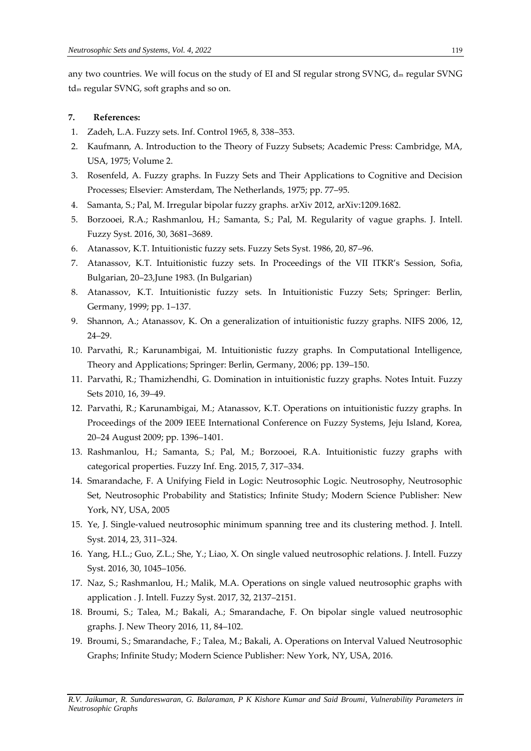any two countries. We will focus on the study of EI and SI regular strong SVNG, $d_m$ regular SVNG $td_m$ regular SVNG, soft graphs and so on.

## 7. References:

1. Zadeh, L.A. Fuzzy sets. Inf. Control 1965, 8, 338–353.
2. Kaufmann, A. Introduction to the Theory of Fuzzy Subsets; Academic Press: Cambridge, MA, USA, 1975; Volume 2.
3. Rosenfeld, A. Fuzzy graphs. In Fuzzy Sets and Their Applications to Cognitive and Decision Processes; Elsevier: Amsterdam, The Netherlands, 1975; pp. 77–95.
4. Samanta, S.; Pal, M. Irregular bipolar fuzzy graphs. arXiv 2012, arXiv:1209.1682.
5. Borzooei, R.A.; Rashmanlou, H.; Samanta, S.; Pal, M. Regularity of vague graphs. J. Intell. Fuzzy Syst. 2016, 30, 3681–3689.
6. Atanassov, K.T. Intuitionistic fuzzy sets. Fuzzy Sets Syst. 1986, 20, 87–96.
7. Atanassov, K.T. Intuitionistic fuzzy sets. In Proceedings of the VII ITKR's Session, Sofia, Bulgarian, 20–23,June 1983. (In Bulgarian)
8. Atanassov, K.T. Intuitionistic fuzzy sets. In Intuitionistic Fuzzy Sets; Springer: Berlin, Germany, 1999; pp. 1–137.
9. Shannon, A.; Atanassov, K. On a generalization of intuitionistic fuzzy graphs. NIFS 2006, 12, 24–29.
10. Parvathi, R.; Karunambigai, M. Intuitionistic fuzzy graphs. In Computational Intelligence, Theory and Applications; Springer: Berlin, Germany, 2006; pp. 139–150.
11. Parvathi, R.; Thamizhendhi, G. Domination in intuitionistic fuzzy graphs. Notes Intuit. Fuzzy Sets 2010, 16, 39–49.
12. Parvathi, R.; Karunambigai, M.; Atanassov, K.T. Operations on intuitionistic fuzzy graphs. In Proceedings of the 2009 IEEE International Conference on Fuzzy Systems, Jeju Island, Korea, 20–24 August 2009; pp. 1396–1401.
13. Rashmanlou, H.; Samanta, S.; Pal, M.; Borzooei, R.A. Intuitionistic fuzzy graphs with categorical properties. Fuzzy Inf. Eng. 2015, 7, 317–334.
14. Smarandache, F. A Unifying Field in Logic: Neutrosophic Logic. Neutrosophy, Neutrosophic Set, Neutrosophic Probability and Statistics; Infinite Study; Modern Science Publisher: New York, NY, USA, 2005
15. Ye, J. Single-valued neutrosophic minimum spanning tree and its clustering method. J. Intell. Syst. 2014, 23, 311–324.
16. Yang, H.L.; Guo, Z.L.; She, Y.; Liao, X. On single valued neutrosophic relations. J. Intell. Fuzzy Syst. 2016, 30, 1045–1056.
17. Naz, S.; Rashmanlou, H.; Malik, M.A. Operations on single valued neutrosophic graphs with application . J. Intell. Fuzzy Syst. 2017, 32, 2137–2151.
18. Broumi, S.; Talea, M.; Bakali, A.; Smarandache, F. On bipolar single valued neutrosophic graphs. J. New Theory 2016, 11, 84–102.
19. Broumi, S.; Smarandache, F.; Talea, M.; Bakali, A. Operations on Interval Valued Neutrosophic Graphs; Infinite Study; Modern Science Publisher: New York, NY, USA, 2016.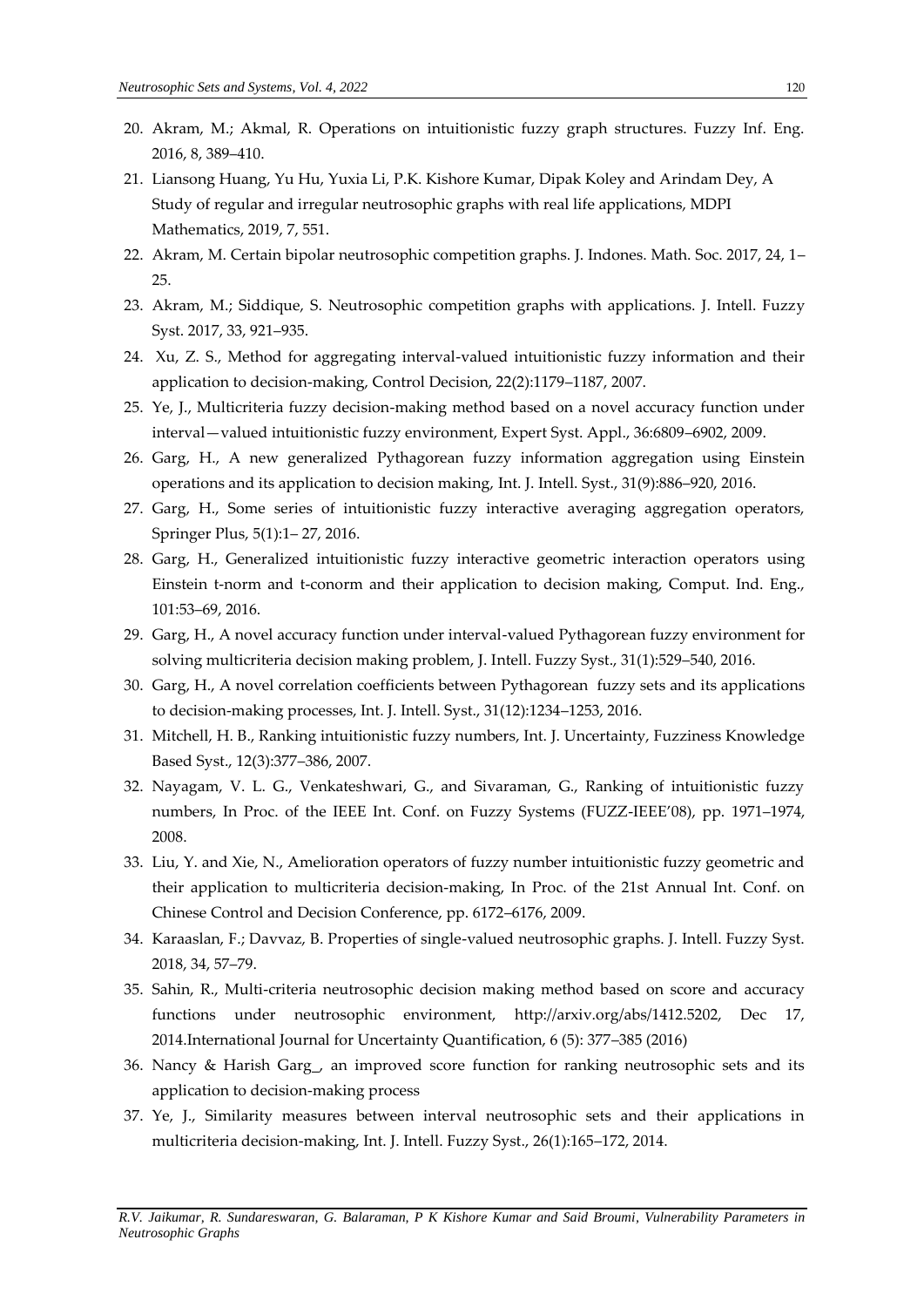20. Akram, M.; Akmal, R. Operations on intuitionistic fuzzy graph structures. Fuzzy Inf. Eng. 2016, 8, 389–410.
21. Liansong Huang, Yu Hu, Yuxia Li, P.K. Kishore Kumar, Dipak Koley and Arindam Dey, A Study of regular and irregular neutrosophic graphs with real life applications, MDPI Mathematics, 2019, 7, 551.
22. Akram, M. Certain bipolar neutrosophic competition graphs. J. Indones. Math. Soc. 2017, 24, 1–25.
23. Akram, M.; Siddique, S. Neutrosophic competition graphs with applications. J. Intell. Fuzzy Syst. 2017, 33, 921–935.
24. Xu, Z. S., Method for aggregating interval-valued intuitionistic fuzzy information and their application to decision-making, Control Decision, 22(2):1179–1187, 2007.
25. Ye, J., Multicriteria fuzzy decision-making method based on a novel accuracy function under interval—valued intuitionistic fuzzy environment, Expert Syst. Appl., 36:6809–6902, 2009.
26. Garg, H., A new generalized Pythagorean fuzzy information aggregation using Einstein operations and its application to decision making, Int. J. Intell. Syst., 31(9):886–920, 2016.
27. Garg, H., Some series of intuitionistic fuzzy interactive averaging aggregation operators, Springer Plus, 5(1):1– 27, 2016.
28. Garg, H., Generalized intuitionistic fuzzy interactive geometric interaction operators using Einstein t-norm and t-conorm and their application to decision making, Comput. Ind. Eng., 101:53–69, 2016.
29. Garg, H., A novel accuracy function under interval-valued Pythagorean fuzzy environment for solving multicriteria decision making problem, J. Intell. Fuzzy Syst., 31(1):529–540, 2016.
30. Garg, H., A novel correlation coefficients between Pythagorean fuzzy sets and its applications to decision-making processes, Int. J. Intell. Syst., 31(12):1234–1253, 2016.
31. Mitchell, H. B., Ranking intuitionistic fuzzy numbers, Int. J. Uncertainty, Fuzziness Knowledge Based Syst., 12(3):377–386, 2007.
32. Nayagam, V. L. G., Venkateshwari, G., and Sivaraman, G., Ranking of intuitionistic fuzzy numbers, In Proc. of the IEEE Int. Conf. on Fuzzy Systems (FUZZ-IEEE'08), pp. 1971–1974, 2008.
33. Liu, Y. and Xie, N., Amelioration operators of fuzzy number intuitionistic fuzzy geometric and their application to multicriteria decision-making, In Proc. of the 21st Annual Int. Conf. on Chinese Control and Decision Conference, pp. 6172–6176, 2009.
34. Karaaslan, F.; Davvaz, B. Properties of single-valued neutrosophic graphs. J. Intell. Fuzzy Syst. 2018, 34, 57–79.
35. Sahin, R., Multi-criteria neutrosophic decision making method based on score and accuracy functions under neutrosophic environment, http://arxiv.org/abs/1412.5202, Dec 17, 2014.International Journal for Uncertainty Quantification, 6 (5): 377–385 (2016)
36. Nancy & Harish Garg_, an improved score function for ranking neutrosophic sets and its application to decision-making process
37. Ye, J., Similarity measures between interval neutrosophic sets and their applications in multicriteria decision-making, Int. J. Intell. Fuzzy Syst., 26(1):165–172, 2014.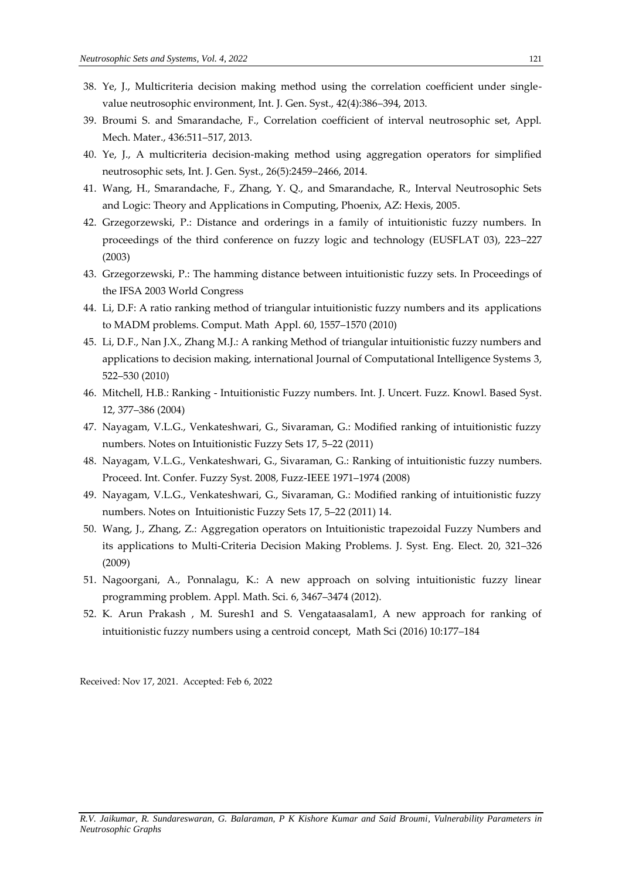38. Ye, J., Multicriteria decision making method using the correlation coefficient under single-value neutrosophic environment, Int. J. Gen. Syst., 42(4):386–394, 2013.
39. Broumi S. and Smarandache, F., Correlation coefficient of interval neutrosophic set, Appl. Mech. Mater., 436:511–517, 2013.
40. Ye, J., A multicriteria decision-making method using aggregation operators for simplified neutrosophic sets, Int. J. Gen. Syst., 26(5):2459–2466, 2014.
41. Wang, H., Smarandache, F., Zhang, Y. Q., and Smarandache, R., Interval Neutrosophic Sets and Logic: Theory and Applications in Computing, Phoenix, AZ: Hexis, 2005.
42. Grzegorzewski, P.: Distance and orderings in a family of intuitionistic fuzzy numbers. In proceedings of the third conference on fuzzy logic and technology (EUSFLAT 03), 223–227 (2003)
43. Grzegorzewski, P.: The hamming distance between intuitionistic fuzzy sets. In Proceedings of the IFSA 2003 World Congress
44. Li, D.F: A ratio ranking method of triangular intuitionistic fuzzy numbers and its applications to MADM problems. Comput. Math Appl. 60, 1557–1570 (2010)
45. Li, D.F., Nan J.X., Zhang M.J.: A ranking Method of triangular intuitionistic fuzzy numbers and applications to decision making, international Journal of Computational Intelligence Systems 3, 522–530 (2010)
46. Mitchell, H.B.: Ranking - Intuitionistic Fuzzy numbers. Int. J. Uncert. Fuzz. Knowl. Based Syst. 12, 377–386 (2004)
47. Nayagam, V.L.G., Venkateshwari, G., Sivaraman, G.: Modified ranking of intuitionistic fuzzy numbers. Notes on Intuitionistic Fuzzy Sets 17, 5–22 (2011)
48. Nayagam, V.L.G., Venkateshwari, G., Sivaraman, G.: Ranking of intuitionistic fuzzy numbers. Proceed. Int. Confer. Fuzzy Syst. 2008, Fuzz-IEEE 1971–1974 (2008)
49. Nayagam, V.L.G., Venkateshwari, G., Sivaraman, G.: Modified ranking of intuitionistic fuzzy numbers. Notes on Intuitionistic Fuzzy Sets 17, 5–22 (2011) 14.
50. Wang, J., Zhang, Z.: Aggregation operators on Intuitionistic trapezoidal Fuzzy Numbers and its applications to Multi-Criteria Decision Making Problems. J. Syst. Eng. Elect. 20, 321–326 (2009)
51. Nagoorgani, A., Ponnalagu, K.: A new approach on solving intuitionistic fuzzy linear programming problem. Appl. Math. Sci. 6, 3467–3474 (2012).
52. K. Arun Prakash , M. Suresh1 and S. Vengataasalam1, A new approach for ranking of intuitionistic fuzzy numbers using a centroid concept, Math Sci (2016) 10:177–184

Received: Nov 17, 2021. Accepted: Feb 6, 2022